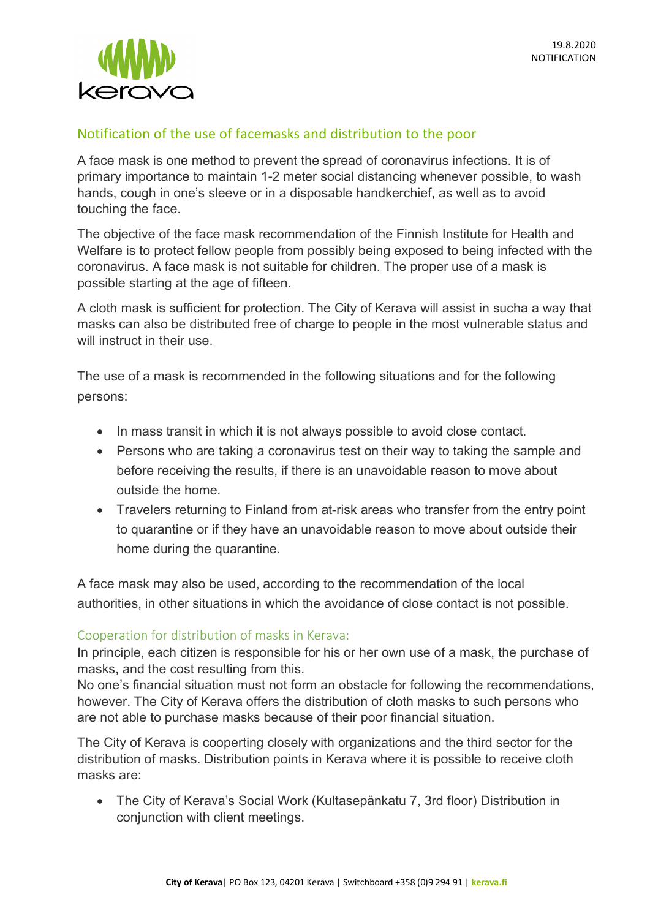19.8.2020
NOTIFICATION

## Notification of the use of facemasks and distribution to the poor

A face mask is one method to prevent the spread of coronavirus infections. It is of primary importance to maintain 1-2 meter social distancing whenever possible, to wash hands, cough in one's sleeve or in a disposable handkerchief, as well as to avoid touching the face.

The objective of the face mask recommendation of the Finnish Institute for Health and Welfare is to protect fellow people from possibly being exposed to being infected with the coronavirus. A face mask is not suitable for children. The proper use of a mask is possible starting at the age of fifteen.

A cloth mask is sufficient for protection. The City of Kerava will assist in sucha a way that masks can also be distributed free of charge to people in the most vulnerable status and will instruct in their use.

The use of a mask is recommended in the following situations and for the following persons:

- In mass transit in which it is not always possible to avoid close contact.
- Persons who are taking a coronavirus test on their way to taking the sample and before receiving the results, if there is an unavoidable reason to move about outside the home.
- Travelers returning to Finland from at-risk areas who transfer from the entry point to quarantine or if they have an unavoidable reason to move about outside their home during the quarantine.

A face mask may also be used, according to the recommendation of the local authorities, in other situations in which the avoidance of close contact is not possible.

### Cooperation for distribution of masks in Kerava:

In principle, each citizen is responsible for his or her own use of a mask, the purchase of masks, and the cost resulting from this.
No one's financial situation must not form an obstacle for following the recommendations, however. The City of Kerava offers the distribution of cloth masks to such persons who are not able to purchase masks because of their poor financial situation.

The City of Kerava is cooperting closely with organizations and the third sector for the distribution of masks. Distribution points in Kerava where it is possible to receive cloth masks are:

- The City of Kerava's Social Work (Kultasepänkatu 7, 3rd floor) Distribution in conjunction with client meetings.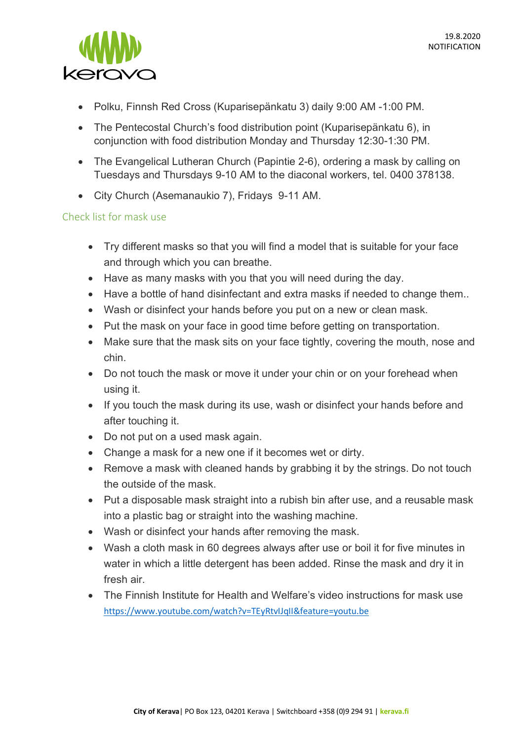- Polku, Finnsh Red Cross (Kuparisepänkatu 3) daily 9:00 AM -1:00 PM.
- The Pentecostal Church's food distribution point (Kuparisepänkatu 6), in conjunction with food distribution Monday and Thursday 12:30-1:30 PM.
- The Evangelical Lutheran Church (Papintie 2-6), ordering a mask by calling on Tuesdays and Thursdays 9-10 AM to the diaconal workers, tel. 0400 378138.
- City Church (Asemanaukio 7), Fridays 9-11 AM.

## Check list for mask use

- Try different masks so that you will find a model that is suitable for your face and through which you can breathe.
- Have as many masks with you that you will need during the day.
- Have a bottle of hand disinfectant and extra masks if needed to change them..
- Wash or disinfect your hands before you put on a new or clean mask.
- Put the mask on your face in good time before getting on transportation.
- Make sure that the mask sits on your face tightly, covering the mouth, nose and chin.
- Do not touch the mask or move it under your chin or on your forehead when using it.
- If you touch the mask during its use, wash or disinfect your hands before and after touching it.
- Do not put on a used mask again.
- Change a mask for a new one if it becomes wet or dirty.
- Remove a mask with cleaned hands by grabbing it by the strings. Do not touch the outside of the mask.
- Put a disposable mask straight into a rubish bin after use, and a reusable mask into a plastic bag or straight into the washing machine.
- Wash or disinfect your hands after removing the mask.
- Wash a cloth mask in 60 degrees always after use or boil it for five minutes in water in which a little detergent has been added. Rinse the mask and dry it in fresh air.
- The Finnish Institute for Health and Welfare's video instructions for mask use https://www.youtube.com/watch?v=TEyRtvIJqII&feature=youtu.be